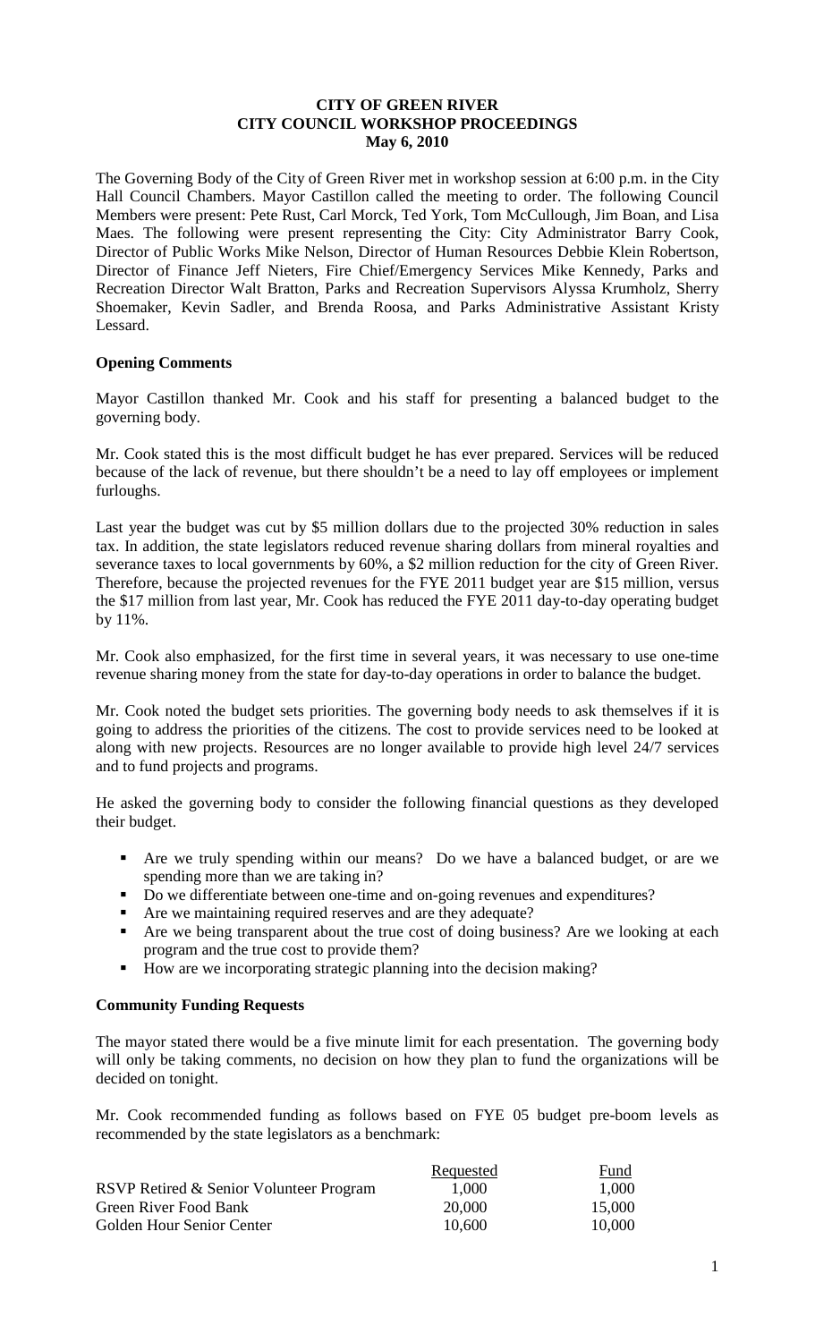# CITY OF GREEN RIVER
## CITY COUNCIL WORKSHOP PROCEEDINGS
### May 6, 2010

The Governing Body of the City of Green River met in workshop session at 6:00 p.m. in the City Hall Council Chambers. Mayor Castillon called the meeting to order. The following Council Members were present: Pete Rust, Carl Morck, Ted York, Tom McCullough, Jim Boan, and Lisa Maes. The following were present representing the City: City Administrator Barry Cook, Director of Public Works Mike Nelson, Director of Human Resources Debbie Klein Robertson, Director of Finance Jeff Nieters, Fire Chief/Emergency Services Mike Kennedy, Parks and Recreation Director Walt Bratton, Parks and Recreation Supervisors Alyssa Krumholz, Sherry Shoemaker, Kevin Sadler, and Brenda Roosa, and Parks Administrative Assistant Kristy Lessard.

**Opening Comments**

Mayor Castillon thanked Mr. Cook and his staff for presenting a balanced budget to the governing body.

Mr. Cook stated this is the most difficult budget he has ever prepared. Services will be reduced because of the lack of revenue, but there shouldn't be a need to lay off employees or implement furloughs.

Last year the budget was cut by $5 million dollars due to the projected 30% reduction in sales tax. In addition, the state legislators reduced revenue sharing dollars from mineral royalties and severance taxes to local governments by 60%, a $2 million reduction for the city of Green River. Therefore, because the projected revenues for the FYE 2011 budget year are $15 million, versus the $17 million from last year, Mr. Cook has reduced the FYE 2011 day-to-day operating budget by 11%.

Mr. Cook also emphasized, for the first time in several years, it was necessary to use one-time revenue sharing money from the state for day-to-day operations in order to balance the budget.

Mr. Cook noted the budget sets priorities. The governing body needs to ask themselves if it is going to address the priorities of the citizens. The cost to provide services need to be looked at along with new projects. Resources are no longer available to provide high level 24/7 services and to fund projects and programs.

He asked the governing body to consider the following financial questions as they developed their budget.

- Are we truly spending within our means? Do we have a balanced budget, or are we spending more than we are taking in?
- Do we differentiate between one-time and on-going revenues and expenditures?
- Are we maintaining required reserves and are they adequate?
- Are we being transparent about the true cost of doing business? Are we looking at each program and the true cost to provide them?
- How are we incorporating strategic planning into the decision making?

**Community Funding Requests**

The mayor stated there would be a five minute limit for each presentation. The governing body will only be taking comments, no decision on how they plan to fund the organizations will be decided on tonight.

Mr. Cook recommended funding as follows based on FYE 05 budget pre-boom levels as recommended by the state legislators as a benchmark:

| | Requested | Fund |
|---|---|---|
| RSVP Retired & Senior Volunteer Program | 1,000 | 1,000 |
| Green River Food Bank | 20,000 | 15,000 |
| Golden Hour Senior Center | 10,600 | 10,000 |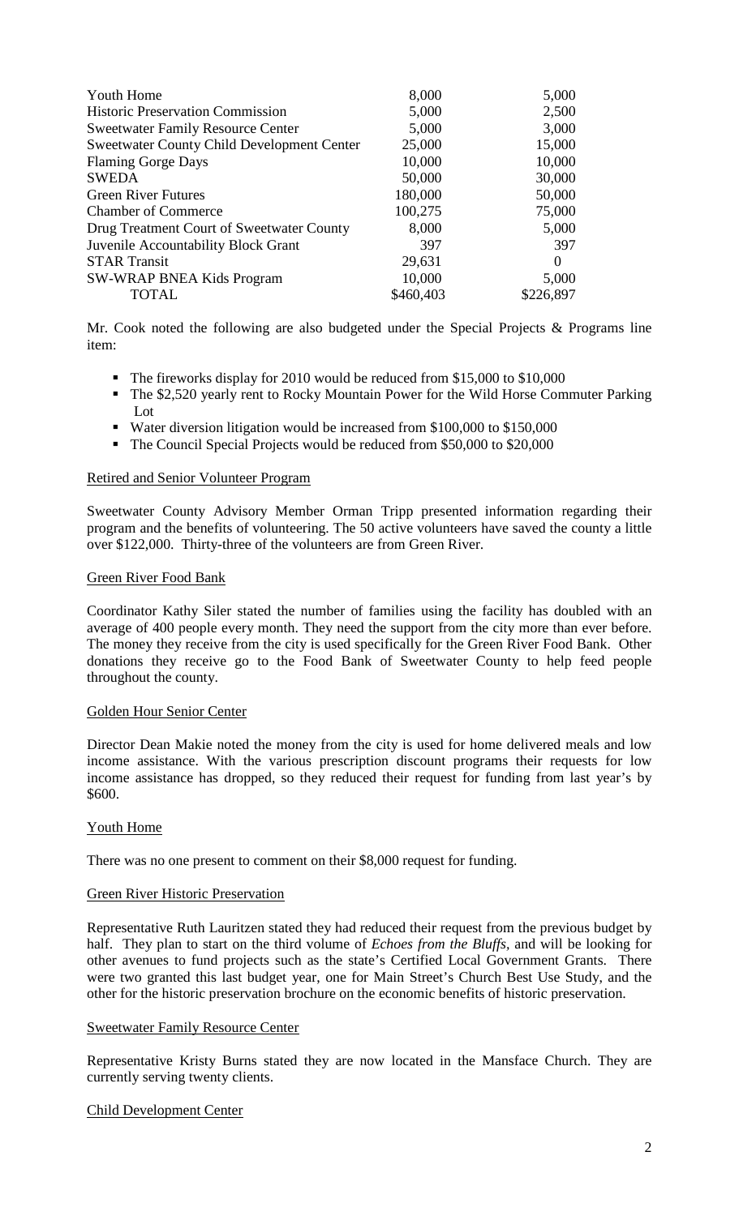| | | |
|---|---|---|
| Youth Home | 8,000 | 5,000 |
| Historic Preservation Commission | 5,000 | 2,500 |
| Sweetwater Family Resource Center | 5,000 | 3,000 |
| Sweetwater County Child Development Center | 25,000 | 15,000 |
| Flaming Gorge Days | 10,000 | 10,000 |
| SWEDA | 50,000 | 30,000 |
| Green River Futures | 180,000 | 50,000 |
| Chamber of Commerce | 100,275 | 75,000 |
| Drug Treatment Court of Sweetwater County | 8,000 | 5,000 |
| Juvenile Accountability Block Grant | 397 | 397 |
| STAR Transit | 29,631 | 0 |
| SW-WRAP BNEA Kids Program | 10,000 | 5,000 |
| TOTAL | $460,403 | $226,897 |

Mr. Cook noted the following are also budgeted under the Special Projects & Programs line item:

- The fireworks display for 2010 would be reduced from $15,000 to $10,000
- The $2,520 yearly rent to Rocky Mountain Power for the Wild Horse Commuter Parking Lot
- Water diversion litigation would be increased from $100,000 to $150,000
- The Council Special Projects would be reduced from $50,000 to $20,000

Retired and Senior Volunteer Program

Sweetwater County Advisory Member Orman Tripp presented information regarding their program and the benefits of volunteering. The 50 active volunteers have saved the county a little over $122,000. Thirty-three of the volunteers are from Green River.

Green River Food Bank

Coordinator Kathy Siler stated the number of families using the facility has doubled with an average of 400 people every month. They need the support from the city more than ever before. The money they receive from the city is used specifically for the Green River Food Bank. Other donations they receive go to the Food Bank of Sweetwater County to help feed people throughout the county.

Golden Hour Senior Center

Director Dean Makie noted the money from the city is used for home delivered meals and low income assistance. With the various prescription discount programs their requests for low income assistance has dropped, so they reduced their request for funding from last year's by $600.

Youth Home

There was no one present to comment on their $8,000 request for funding.

Green River Historic Preservation

Representative Ruth Lauritzen stated they had reduced their request from the previous budget by half. They plan to start on the third volume of *Echoes from the Bluffs*, and will be looking for other avenues to fund projects such as the state's Certified Local Government Grants. There were two granted this last budget year, one for Main Street's Church Best Use Study, and the other for the historic preservation brochure on the economic benefits of historic preservation.

Sweetwater Family Resource Center

Representative Kristy Burns stated they are now located in the Mansface Church. They are currently serving twenty clients.

Child Development Center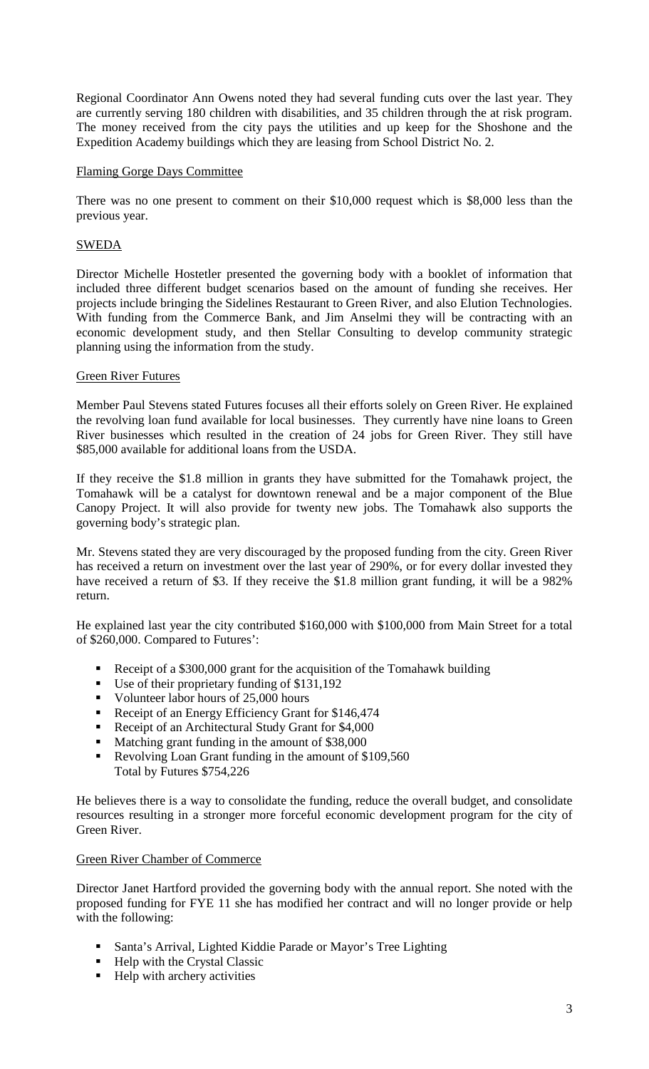Regional Coordinator Ann Owens noted they had several funding cuts over the last year. They are currently serving 180 children with disabilities, and 35 children through the at risk program. The money received from the city pays the utilities and up keep for the Shoshone and the Expedition Academy buildings which they are leasing from School District No. 2.

## Flaming Gorge Days Committee

There was no one present to comment on their $10,000 request which is $8,000 less than the previous year.

## SWEDA

Director Michelle Hostetler presented the governing body with a booklet of information that included three different budget scenarios based on the amount of funding she receives. Her projects include bringing the Sidelines Restaurant to Green River, and also Elution Technologies. With funding from the Commerce Bank, and Jim Anselmi they will be contracting with an economic development study, and then Stellar Consulting to develop community strategic planning using the information from the study.

## Green River Futures

Member Paul Stevens stated Futures focuses all their efforts solely on Green River. He explained the revolving loan fund available for local businesses. They currently have nine loans to Green River businesses which resulted in the creation of 24 jobs for Green River. They still have $85,000 available for additional loans from the USDA.

If they receive the $1.8 million in grants they have submitted for the Tomahawk project, the Tomahawk will be a catalyst for downtown renewal and be a major component of the Blue Canopy Project. It will also provide for twenty new jobs. The Tomahawk also supports the governing body's strategic plan.

Mr. Stevens stated they are very discouraged by the proposed funding from the city. Green River has received a return on investment over the last year of 290%, or for every dollar invested they have received a return of $3. If they receive the $1.8 million grant funding, it will be a 982% return.

He explained last year the city contributed $160,000 with $100,000 from Main Street for a total of $260,000. Compared to Futures':

- Receipt of a $300,000 grant for the acquisition of the Tomahawk building
- Use of their proprietary funding of $131,192
- Volunteer labor hours of 25,000 hours
- Receipt of an Energy Efficiency Grant for $146,474
- Receipt of an Architectural Study Grant for $4,000
- Matching grant funding in the amount of $38,000
- Revolving Loan Grant funding in the amount of $109,560
  Total by Futures $754,226

He believes there is a way to consolidate the funding, reduce the overall budget, and consolidate resources resulting in a stronger more forceful economic development program for the city of Green River.

## Green River Chamber of Commerce

Director Janet Hartford provided the governing body with the annual report. She noted with the proposed funding for FYE 11 she has modified her contract and will no longer provide or help with the following:

- Santa's Arrival, Lighted Kiddie Parade or Mayor's Tree Lighting
- Help with the Crystal Classic
- Help with archery activities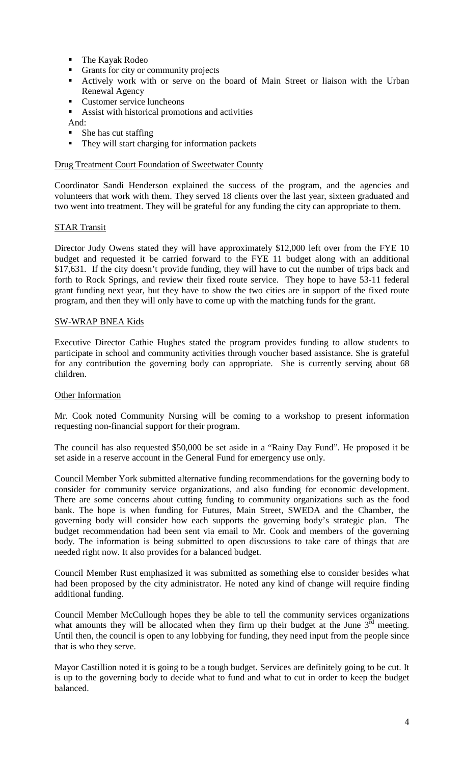- The Kayak Rodeo
- Grants for city or community projects
- Actively work with or serve on the board of Main Street or liaison with the Urban Renewal Agency
- Customer service luncheons
- Assist with historical promotions and activities

And:

- She has cut staffing
- They will start charging for information packets

Drug Treatment Court Foundation of Sweetwater County

Coordinator Sandi Henderson explained the success of the program, and the agencies and volunteers that work with them. They served 18 clients over the last year, sixteen graduated and two went into treatment. They will be grateful for any funding the city can appropriate to them.

STAR Transit

Director Judy Owens stated they will have approximately $12,000 left over from the FYE 10 budget and requested it be carried forward to the FYE 11 budget along with an additional $17,631. If the city doesn't provide funding, they will have to cut the number of trips back and forth to Rock Springs, and review their fixed route service. They hope to have 53-11 federal grant funding next year, but they have to show the two cities are in support of the fixed route program, and then they will only have to come up with the matching funds for the grant.

SW-WRAP BNEA Kids

Executive Director Cathie Hughes stated the program provides funding to allow students to participate in school and community activities through voucher based assistance. She is grateful for any contribution the governing body can appropriate. She is currently serving about 68 children.

Other Information

Mr. Cook noted Community Nursing will be coming to a workshop to present information requesting non-financial support for their program.

The council has also requested $50,000 be set aside in a "Rainy Day Fund". He proposed it be set aside in a reserve account in the General Fund for emergency use only.

Council Member York submitted alternative funding recommendations for the governing body to consider for community service organizations, and also funding for economic development. There are some concerns about cutting funding to community organizations such as the food bank. The hope is when funding for Futures, Main Street, SWEDA and the Chamber, the governing body will consider how each supports the governing body's strategic plan. The budget recommendation had been sent via email to Mr. Cook and members of the governing body. The information is being submitted to open discussions to take care of things that are needed right now. It also provides for a balanced budget.

Council Member Rust emphasized it was submitted as something else to consider besides what had been proposed by the city administrator. He noted any kind of change will require finding additional funding.

Council Member McCullough hopes they be able to tell the community services organizations what amounts they will be allocated when they firm up their budget at the June 3rd meeting. Until then, the council is open to any lobbying for funding, they need input from the people since that is who they serve.

Mayor Castillion noted it is going to be a tough budget. Services are definitely going to be cut. It is up to the governing body to decide what to fund and what to cut in order to keep the budget balanced.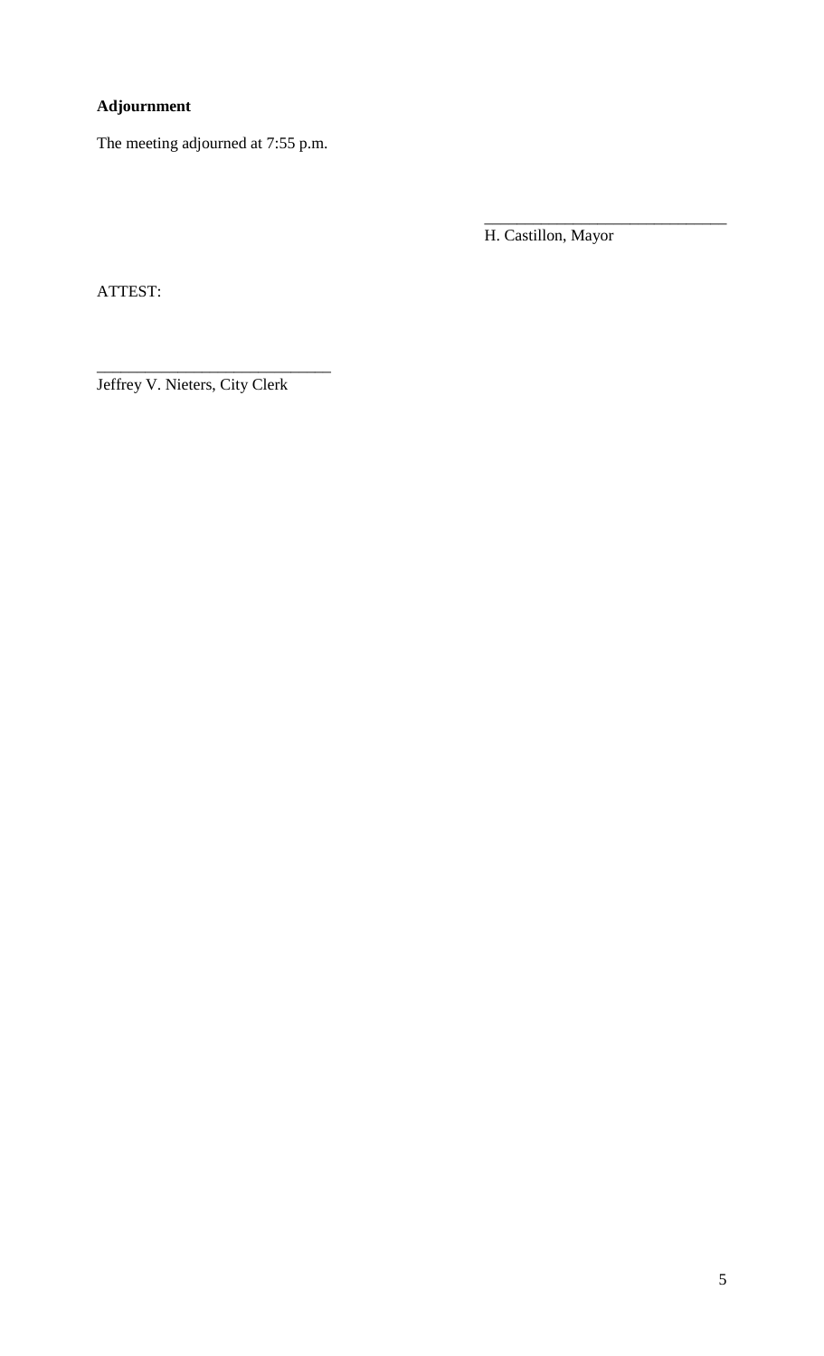**Adjournment**

The meeting adjourned at 7:55 p.m.

_______________________________
H. Castillon, Mayor

ATTEST:

_______________________________
Jeffrey V. Nieters, City Clerk